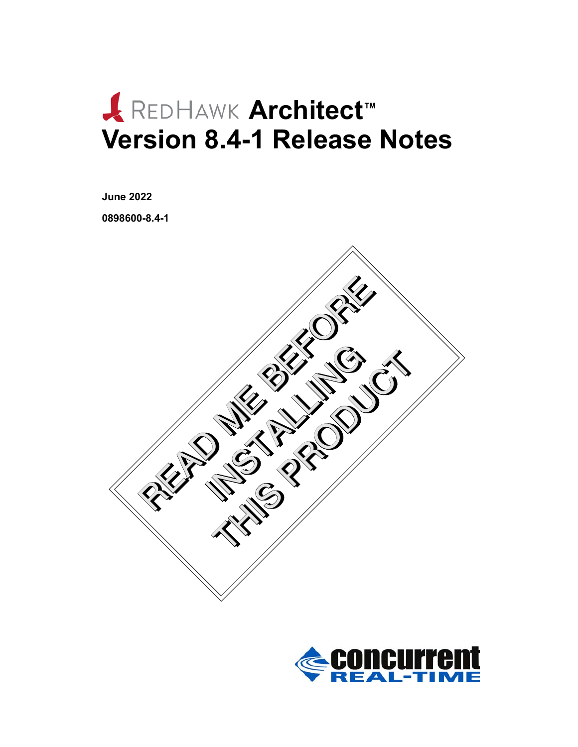# RedHawk Architect™ Version 8.4-1 Release Notes

**June 2022**

**0898600-8.4-1**

READ ME BEFORE INSTALLING THIS PRODUCT

concurrent REAL-TIME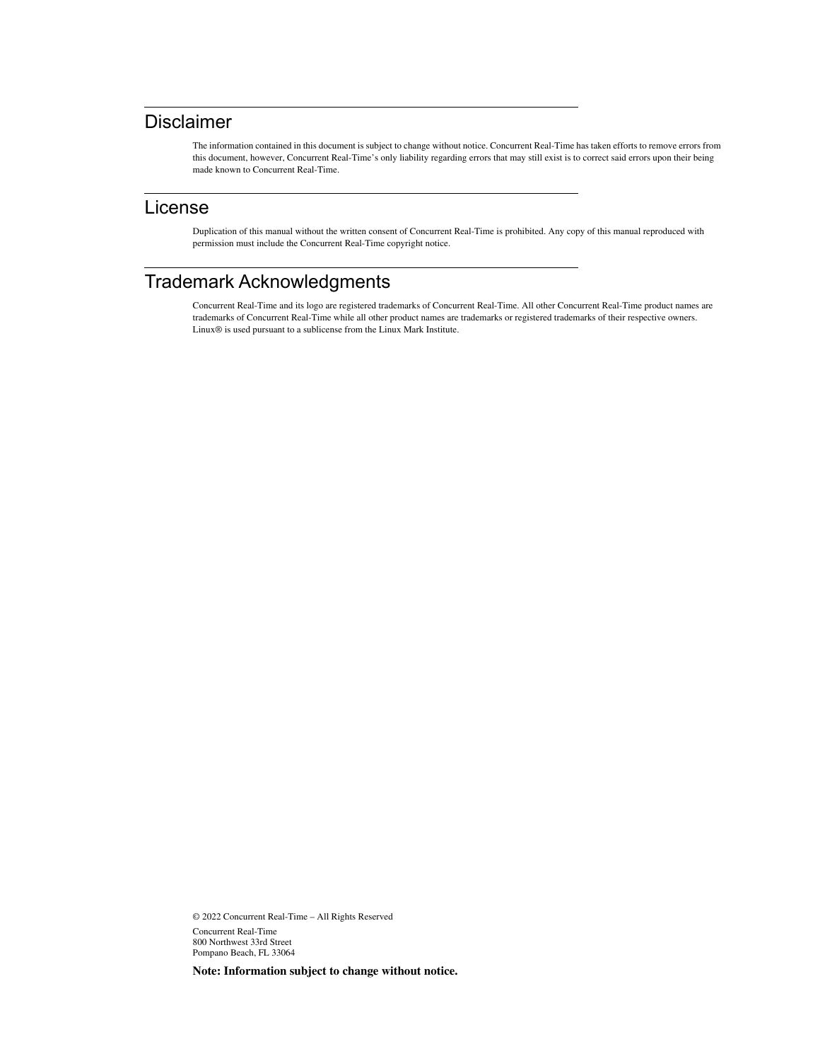## Disclaimer

The information contained in this document is subject to change without notice. Concurrent Real-Time has taken efforts to remove errors from this document, however, Concurrent Real-Time's only liability regarding errors that may still exist is to correct said errors upon their being made known to Concurrent Real-Time.

## License

Duplication of this manual without the written consent of Concurrent Real-Time is prohibited. Any copy of this manual reproduced with permission must include the Concurrent Real-Time copyright notice.

## Trademark Acknowledgments

Concurrent Real-Time and its logo are registered trademarks of Concurrent Real-Time. All other Concurrent Real-Time product names are trademarks of Concurrent Real-Time while all other product names are trademarks or registered trademarks of their respective owners. Linux® is used pursuant to a sublicense from the Linux Mark Institute.

© 2022 Concurrent Real-Time – All Rights Reserved

Concurrent Real-Time
800 Northwest 33rd Street
Pompano Beach, FL 33064

**Note: Information subject to change without notice.**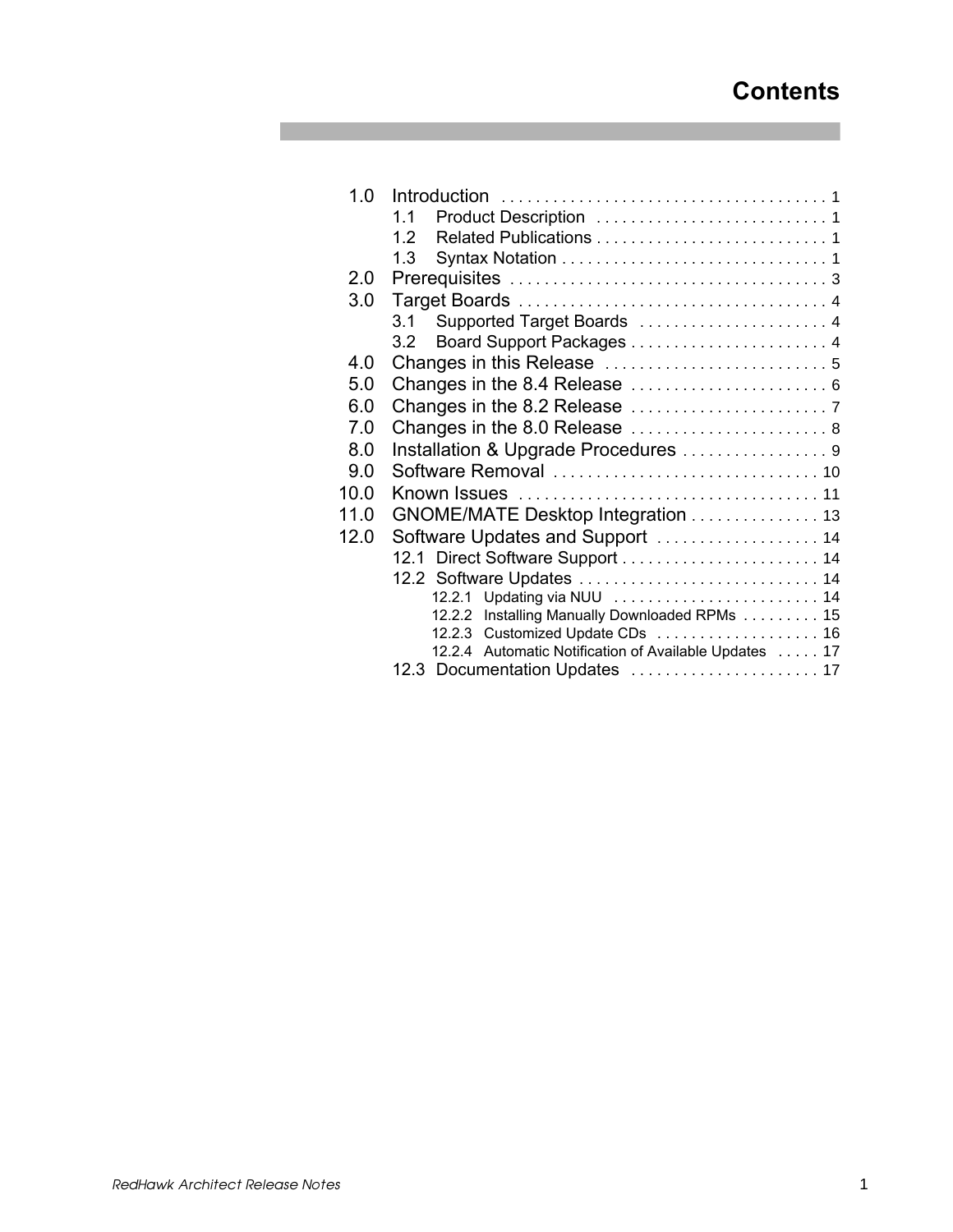# Contents

- 1.0 Introduction . . . . . . . . . . . . . . . . . . . . . . . . . . . . . . . . . . . . . 1
  - 1.1 Product Description . . . . . . . . . . . . . . . . . . . . . . . . . . . 1
  - 1.2 Related Publications . . . . . . . . . . . . . . . . . . . . . . . . . . . 1
  - 1.3 Syntax Notation . . . . . . . . . . . . . . . . . . . . . . . . . . . . . . . 1
- 2.0 Prerequisites . . . . . . . . . . . . . . . . . . . . . . . . . . . . . . . . . . . . . 3
- 3.0 Target Boards . . . . . . . . . . . . . . . . . . . . . . . . . . . . . . . . . . . . 4
  - 3.1 Supported Target Boards . . . . . . . . . . . . . . . . . . . . . . 4
  - 3.2 Board Support Packages . . . . . . . . . . . . . . . . . . . . . . . 4
- 4.0 Changes in this Release . . . . . . . . . . . . . . . . . . . . . . . . . . 5
- 5.0 Changes in the 8.4 Release . . . . . . . . . . . . . . . . . . . . . . . 6
- 6.0 Changes in the 8.2 Release . . . . . . . . . . . . . . . . . . . . . . . 7
- 7.0 Changes in the 8.0 Release . . . . . . . . . . . . . . . . . . . . . . . 8
- 8.0 Installation & Upgrade Procedures . . . . . . . . . . . . . . . . . 9
- 9.0 Software Removal . . . . . . . . . . . . . . . . . . . . . . . . . . . . . . . 10
- 10.0 Known Issues . . . . . . . . . . . . . . . . . . . . . . . . . . . . . . . . . . . 11
- 11.0 GNOME/MATE Desktop Integration . . . . . . . . . . . . . . . 13
- 12.0 Software Updates and Support . . . . . . . . . . . . . . . . . . . 14
  - 12.1 Direct Software Support . . . . . . . . . . . . . . . . . . . . . . . 14
  - 12.2 Software Updates . . . . . . . . . . . . . . . . . . . . . . . . . . . . 14
    - 12.2.1 Updating via NUU . . . . . . . . . . . . . . . . . . . . . . . . 14
    - 12.2.2 Installing Manually Downloaded RPMs . . . . . . . . . 15
    - 12.2.3 Customized Update CDs . . . . . . . . . . . . . . . . . . . 16
    - 12.2.4 Automatic Notification of Available Updates . . . . . 17
  - 12.3 Documentation Updates . . . . . . . . . . . . . . . . . . . . . . 17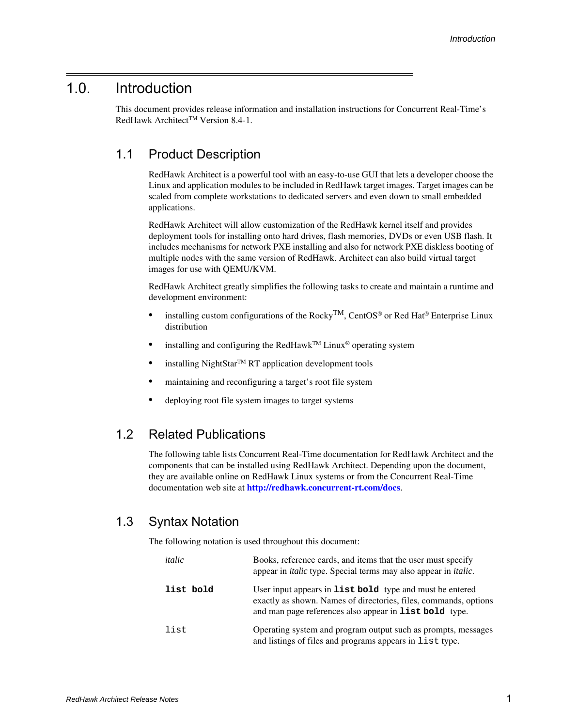# 1.0. Introduction

This document provides release information and installation instructions for Concurrent Real-Time's RedHawk Architect™ Version 8.4-1.

## 1.1 Product Description

RedHawk Architect is a powerful tool with an easy-to-use GUI that lets a developer choose the Linux and application modules to be included in RedHawk target images. Target images can be scaled from complete workstations to dedicated servers and even down to small embedded applications.

RedHawk Architect will allow customization of the RedHawk kernel itself and provides deployment tools for installing onto hard drives, flash memories, DVDs or even USB flash. It includes mechanisms for network PXE installing and also for network PXE diskless booting of multiple nodes with the same version of RedHawk. Architect can also build virtual target images for use with QEMU/KVM.

RedHawk Architect greatly simplifies the following tasks to create and maintain a runtime and development environment:

- installing custom configurations of the Rocky™, CentOS® or Red Hat® Enterprise Linux distribution
- installing and configuring the RedHawk™ Linux® operating system
- installing NightStar™ RT application development tools
- maintaining and reconfiguring a target's root file system
- deploying root file system images to target systems

## 1.2 Related Publications

The following table lists Concurrent Real-Time documentation for RedHawk Architect and the components that can be installed using RedHawk Architect. Depending upon the document, they are available online on RedHawk Linux systems or from the Concurrent Real-Time documentation web site at **http://redhawk.concurrent-rt.com/docs**.

## 1.3 Syntax Notation

The following notation is used throughout this document:

| | |
|---|---|
| *italic* | Books, reference cards, and items that the user must specify appear in *italic* type. Special terms may also appear in *italic*. |
| **`list bold`** | User input appears in **`list bold`** type and must be entered exactly as shown. Names of directories, files, commands, options and man page references also appear in **`list bold`** type. |
| `list` | Operating system and program output such as prompts, messages and listings of files and programs appears in `list` type. |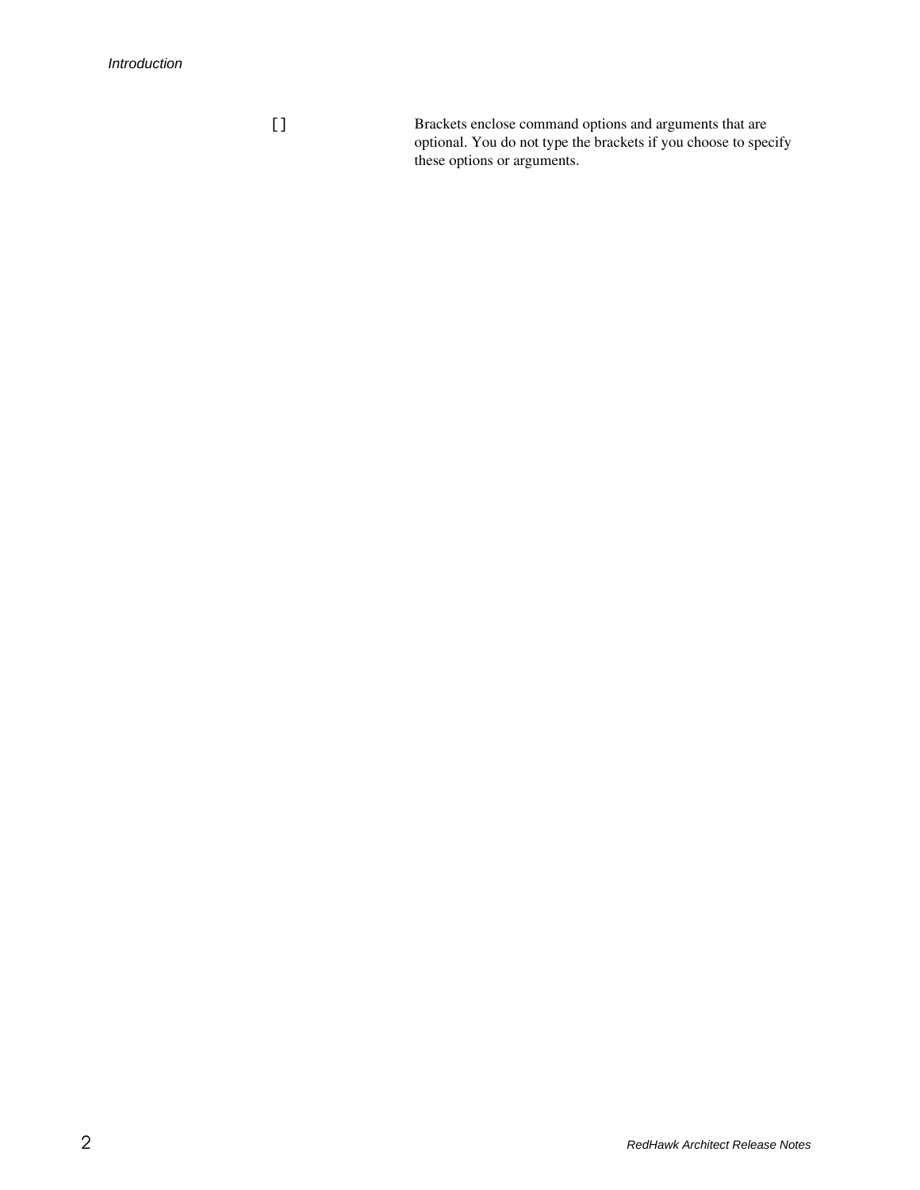| | |
|---|---|
| [ ] | Brackets enclose command options and arguments that are optional. You do not type the brackets if you choose to specify these options or arguments. |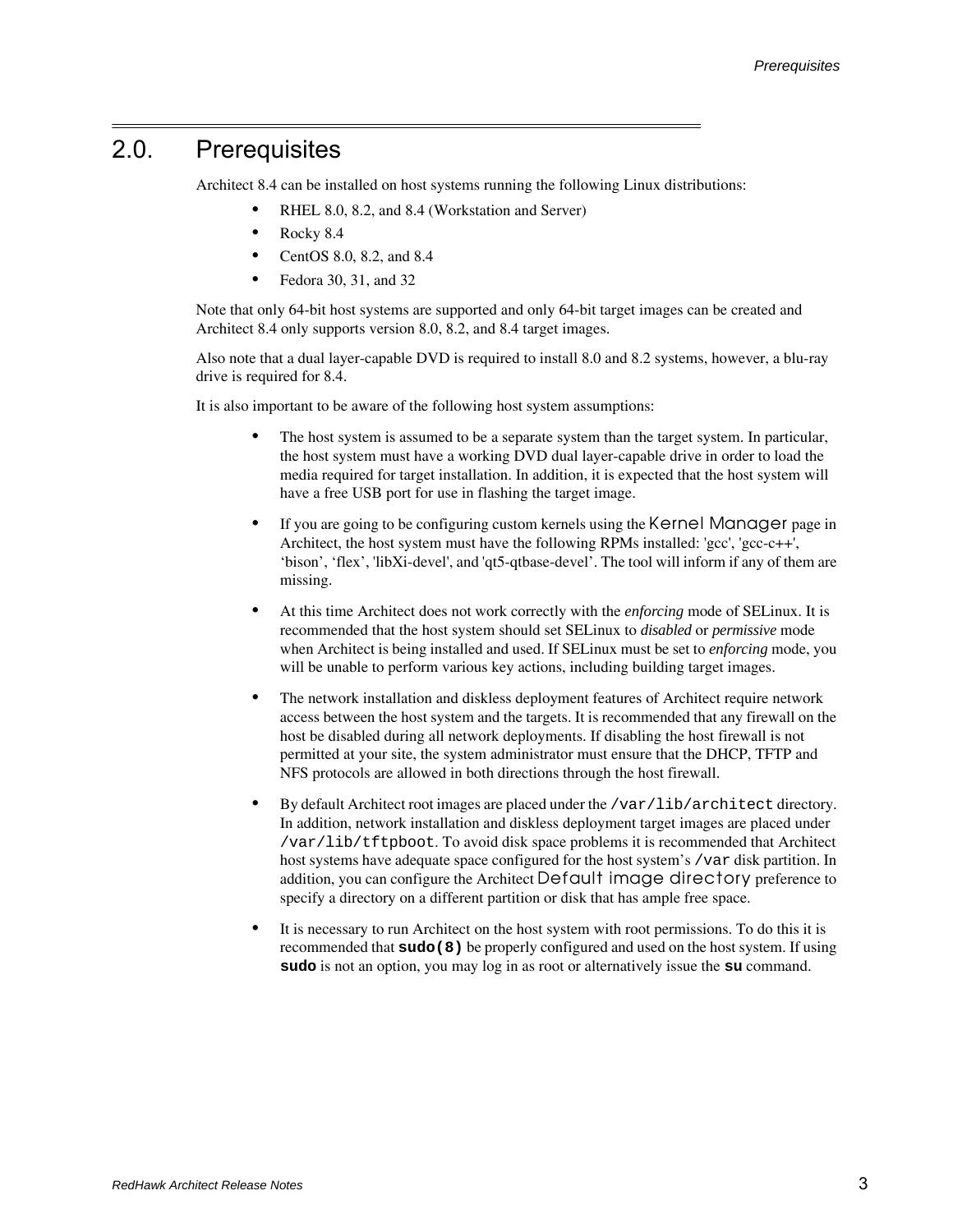# 2.0. Prerequisites

Architect 8.4 can be installed on host systems running the following Linux distributions:

- RHEL 8.0, 8.2, and 8.4 (Workstation and Server)
- Rocky 8.4
- CentOS 8.0, 8.2, and 8.4
- Fedora 30, 31, and 32

Note that only 64-bit host systems are supported and only 64-bit target images can be created and Architect 8.4 only supports version 8.0, 8.2, and 8.4 target images.

Also note that a dual layer-capable DVD is required to install 8.0 and 8.2 systems, however, a blu-ray drive is required for 8.4.

It is also important to be aware of the following host system assumptions:

- The host system is assumed to be a separate system than the target system. In particular, the host system must have a working DVD dual layer-capable drive in order to load the media required for target installation. In addition, it is expected that the host system will have a free USB port for use in flashing the target image.
- If you are going to be configuring custom kernels using the Kernel Manager page in Architect, the host system must have the following RPMs installed: 'gcc', 'gcc-c++', ‘bison’, ‘flex’, 'libXi-devel', and 'qt5-qtbase-devel’. The tool will inform if any of them are missing.
- At this time Architect does not work correctly with the *enforcing* mode of SELinux. It is recommended that the host system should set SELinux to *disabled* or *permissive* mode when Architect is being installed and used. If SELinux must be set to *enforcing* mode, you will be unable to perform various key actions, including building target images.
- The network installation and diskless deployment features of Architect require network access between the host system and the targets. It is recommended that any firewall on the host be disabled during all network deployments. If disabling the host firewall is not permitted at your site, the system administrator must ensure that the DHCP, TFTP and NFS protocols are allowed in both directions through the host firewall.
- By default Architect root images are placed under the `/var/lib/architect` directory. In addition, network installation and diskless deployment target images are placed under `/var/lib/tftpboot`. To avoid disk space problems it is recommended that Architect host systems have adequate space configured for the host system’s `/var` disk partition. In addition, you can configure the Architect Default image directory preference to specify a directory on a different partition or disk that has ample free space.
- It is necessary to run Architect on the host system with root permissions. To do this it is recommended that **`sudo(8)`** be properly configured and used on the host system. If using **`sudo`** is not an option, you may log in as root or alternatively issue the **`su`** command.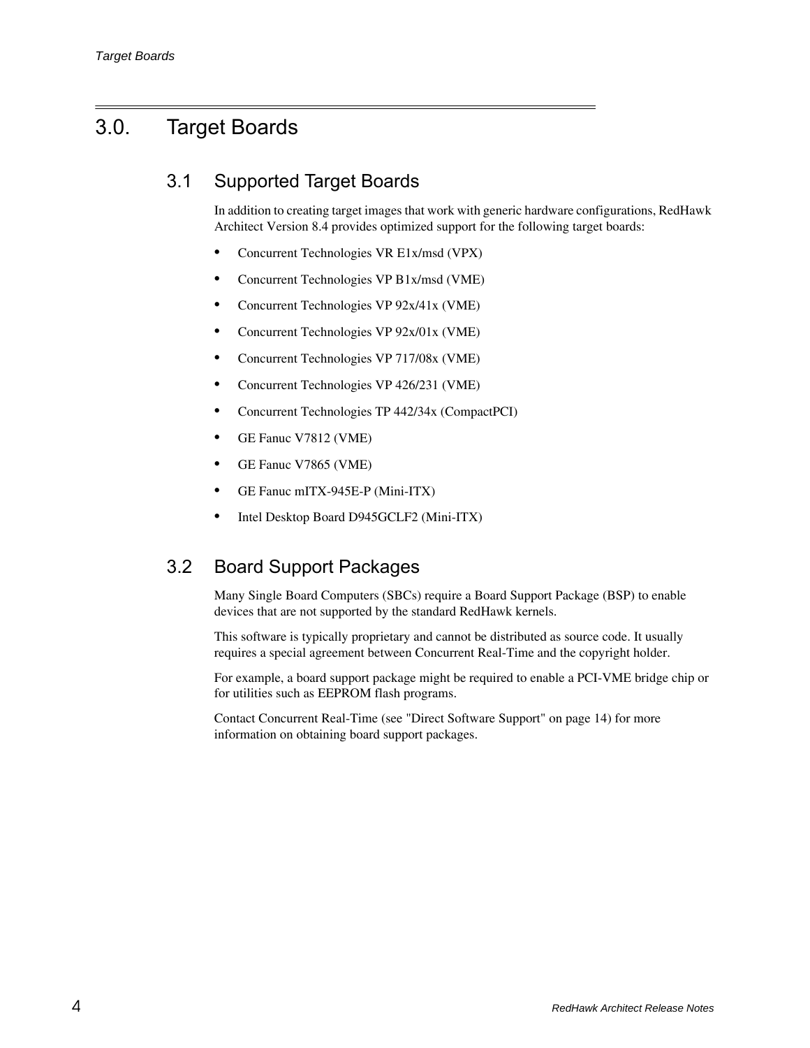# 3.0. Target Boards

## 3.1 Supported Target Boards

In addition to creating target images that work with generic hardware configurations, RedHawk Architect Version 8.4 provides optimized support for the following target boards:

- Concurrent Technologies VR E1x/msd (VPX)
- Concurrent Technologies VP B1x/msd (VME)
- Concurrent Technologies VP 92x/41x (VME)
- Concurrent Technologies VP 92x/01x (VME)
- Concurrent Technologies VP 717/08x (VME)
- Concurrent Technologies VP 426/231 (VME)
- Concurrent Technologies TP 442/34x (CompactPCI)
- GE Fanuc V7812 (VME)
- GE Fanuc V7865 (VME)
- GE Fanuc mITX-945E-P (Mini-ITX)
- Intel Desktop Board D945GCLF2 (Mini-ITX)

## 3.2 Board Support Packages

Many Single Board Computers (SBCs) require a Board Support Package (BSP) to enable devices that are not supported by the standard RedHawk kernels.

This software is typically proprietary and cannot be distributed as source code. It usually requires a special agreement between Concurrent Real-Time and the copyright holder.

For example, a board support package might be required to enable a PCI-VME bridge chip or for utilities such as EEPROM flash programs.

Contact Concurrent Real-Time (see "Direct Software Support" on page 14) for more information on obtaining board support packages.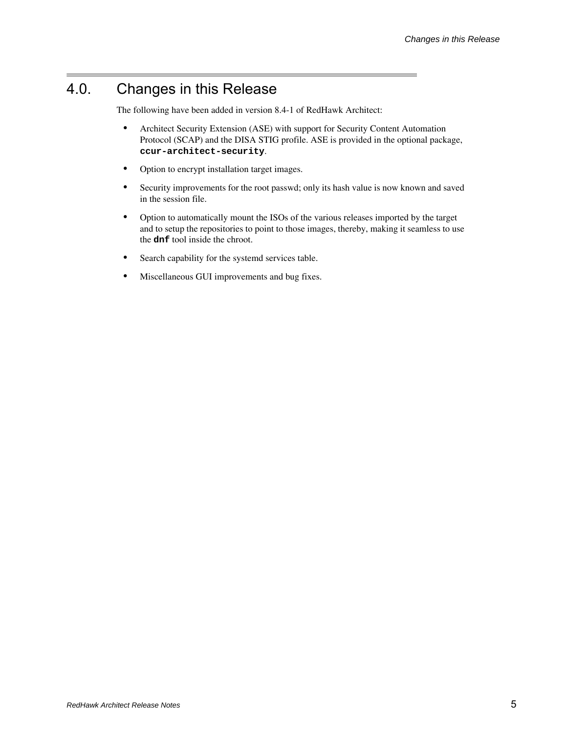# 4.0. Changes in this Release

The following have been added in version 8.4-1 of RedHawk Architect:

- Architect Security Extension (ASE) with support for Security Content Automation Protocol (SCAP) and the DISA STIG profile. ASE is provided in the optional package, **`ccur-architect-security`**.
- Option to encrypt installation target images.
- Security improvements for the root passwd; only its hash value is now known and saved in the session file.
- Option to automatically mount the ISOs of the various releases imported by the target and to setup the repositories to point to those images, thereby, making it seamless to use the **`dnf`** tool inside the chroot.
- Search capability for the systemd services table.
- Miscellaneous GUI improvements and bug fixes.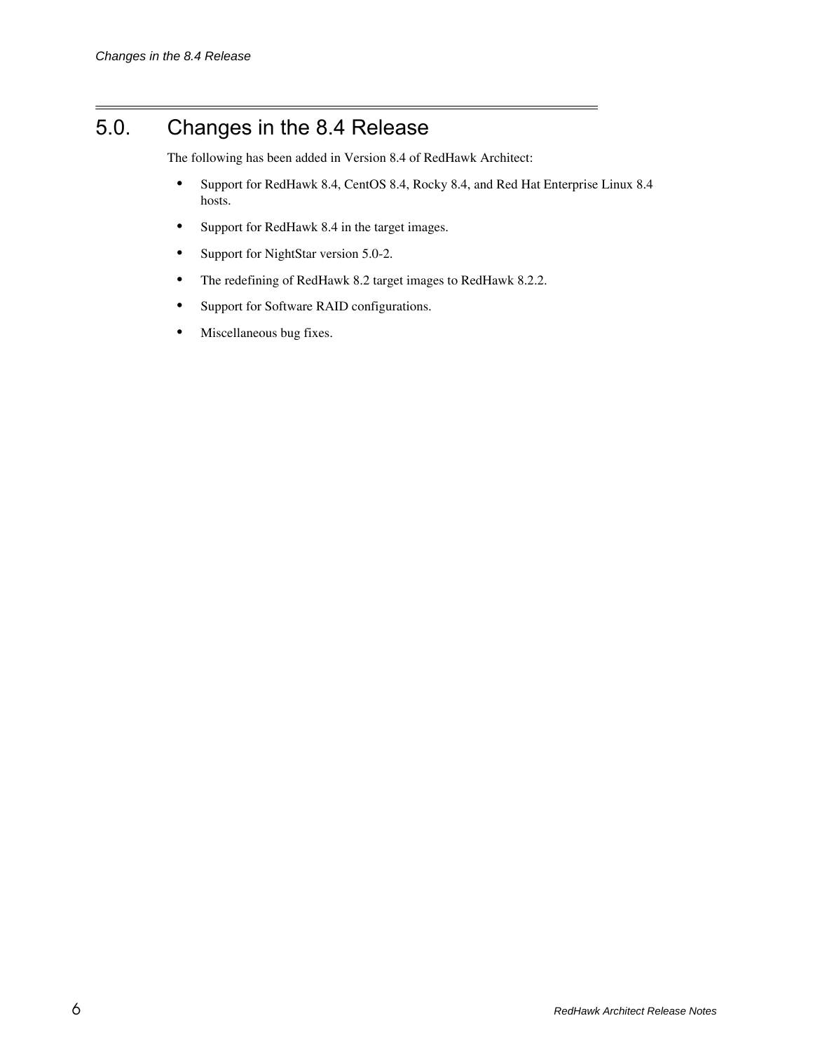# 5.0. Changes in the 8.4 Release

The following has been added in Version 8.4 of RedHawk Architect:

- Support for RedHawk 8.4, CentOS 8.4, Rocky 8.4, and Red Hat Enterprise Linux 8.4 hosts.
- Support for RedHawk 8.4 in the target images.
- Support for NightStar version 5.0-2.
- The redefining of RedHawk 8.2 target images to RedHawk 8.2.2.
- Support for Software RAID configurations.
- Miscellaneous bug fixes.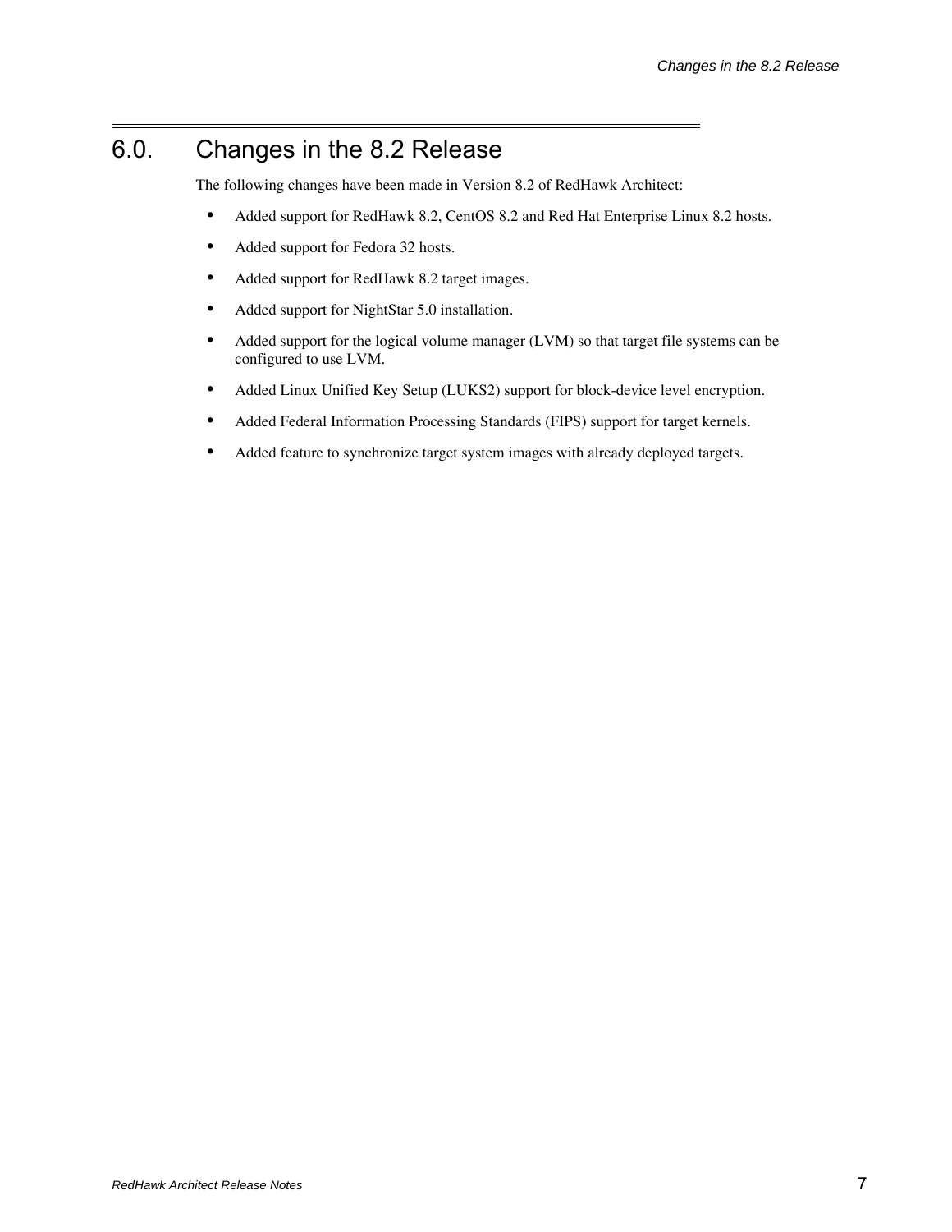# 6.0. Changes in the 8.2 Release

The following changes have been made in Version 8.2 of RedHawk Architect:

- Added support for RedHawk 8.2, CentOS 8.2 and Red Hat Enterprise Linux 8.2 hosts.
- Added support for Fedora 32 hosts.
- Added support for RedHawk 8.2 target images.
- Added support for NightStar 5.0 installation.
- Added support for the logical volume manager (LVM) so that target file systems can be configured to use LVM.
- Added Linux Unified Key Setup (LUKS2) support for block-device level encryption.
- Added Federal Information Processing Standards (FIPS) support for target kernels.
- Added feature to synchronize target system images with already deployed targets.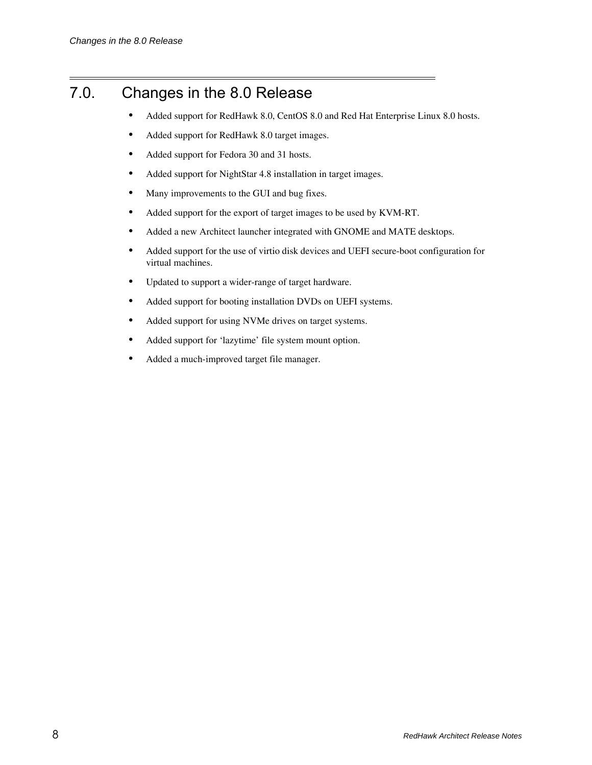## 7.0. Changes in the 8.0 Release

- Added support for RedHawk 8.0, CentOS 8.0 and Red Hat Enterprise Linux 8.0 hosts.
- Added support for RedHawk 8.0 target images.
- Added support for Fedora 30 and 31 hosts.
- Added support for NightStar 4.8 installation in target images.
- Many improvements to the GUI and bug fixes.
- Added support for the export of target images to be used by KVM-RT.
- Added a new Architect launcher integrated with GNOME and MATE desktops.
- Added support for the use of virtio disk devices and UEFI secure-boot configuration for virtual machines.
- Updated to support a wider-range of target hardware.
- Added support for booting installation DVDs on UEFI systems.
- Added support for using NVMe drives on target systems.
- Added support for 'lazytime' file system mount option.
- Added a much-improved target file manager.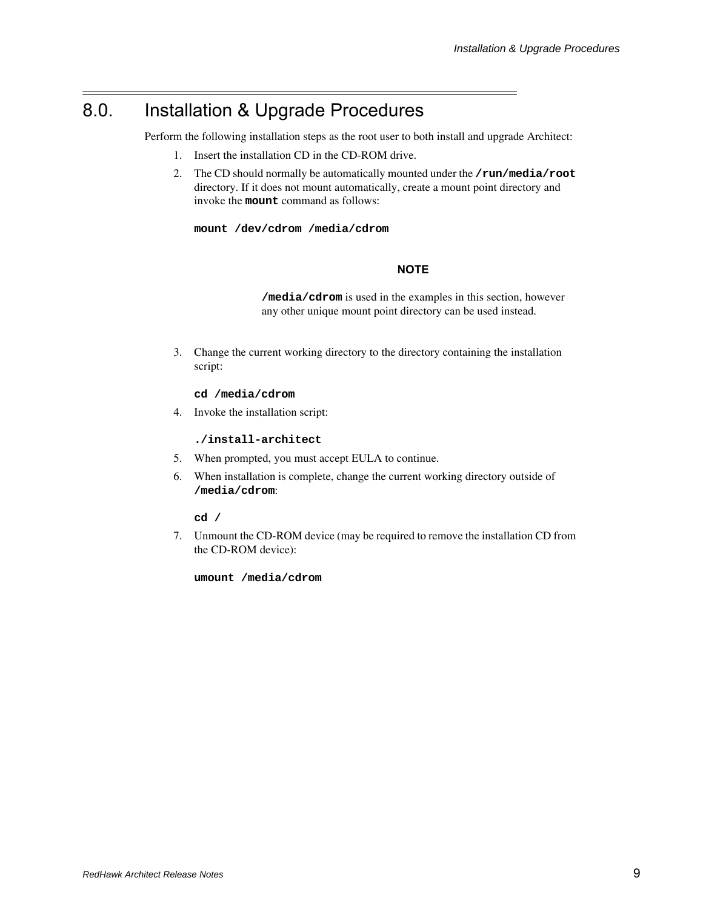# 8.0. Installation & Upgrade Procedures

Perform the following installation steps as the root user to both install and upgrade Architect:

1. Insert the installation CD in the CD-ROM drive.
2. The CD should normally be automatically mounted under the **`/run/media/root`** directory. If it does not mount automatically, create a mount point directory and invoke the **`mount`** command as follows:

   ```
   mount /dev/cdrom /media/cdrom
   ```

   **NOTE**

   **`/media/cdrom`** is used in the examples in this section, however any other unique mount point directory can be used instead.

3. Change the current working directory to the directory containing the installation script:

   ```
   cd /media/cdrom
   ```

4. Invoke the installation script:

   ```
   ./install-architect
   ```

5. When prompted, you must accept EULA to continue.
6. When installation is complete, change the current working directory outside of **`/media/cdrom`**:

   ```
   cd /
   ```

7. Unmount the CD-ROM device (may be required to remove the installation CD from the CD-ROM device):

   ```
   umount /media/cdrom
   ```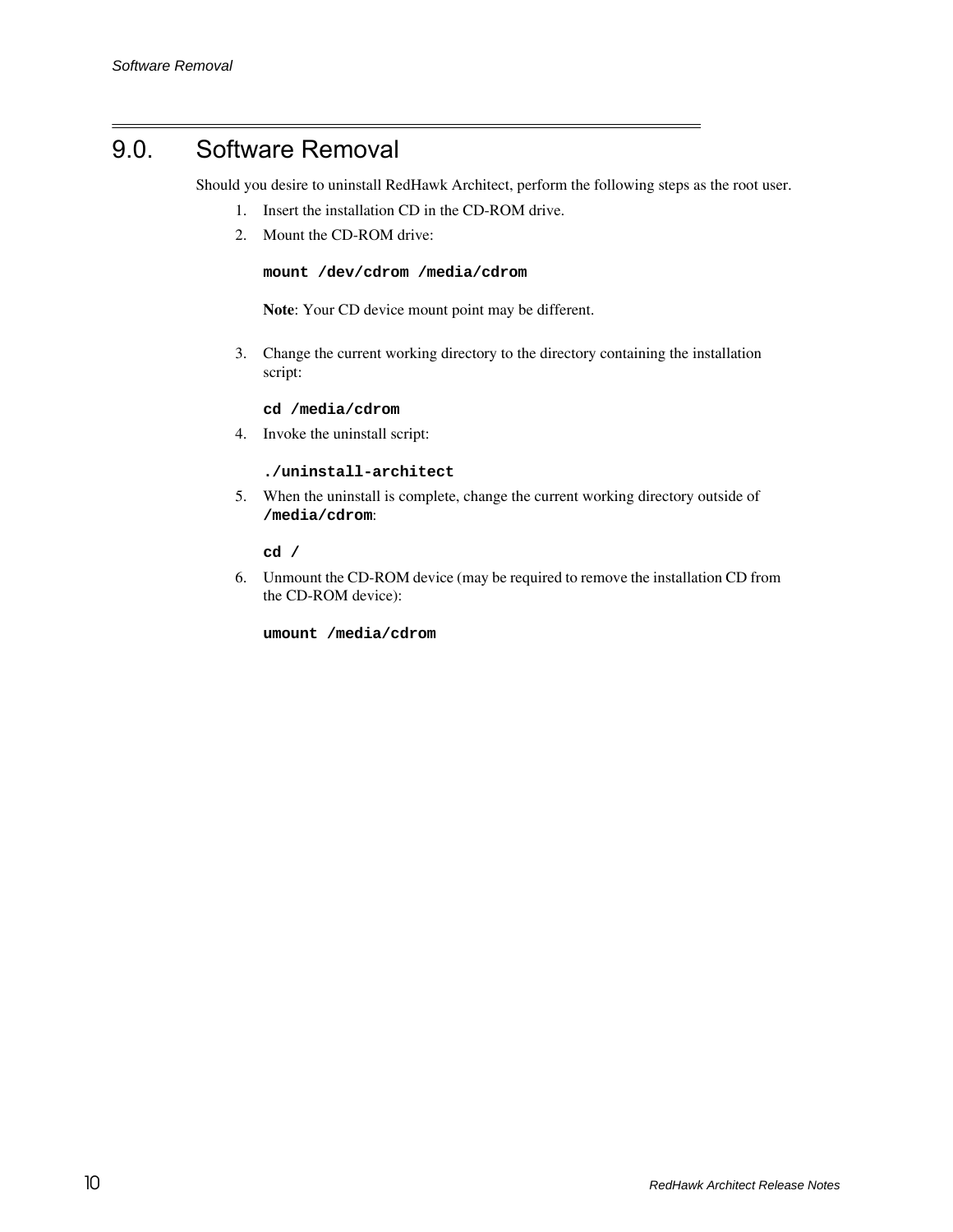# 9.0. Software Removal

Should you desire to uninstall RedHawk Architect, perform the following steps as the root user.

1. Insert the installation CD in the CD-ROM drive.
2. Mount the CD-ROM drive:

   ```
   mount /dev/cdrom /media/cdrom
   ```

   **Note**: Your CD device mount point may be different.

3. Change the current working directory to the directory containing the installation script:

   ```
   cd /media/cdrom
   ```

4. Invoke the uninstall script:

   ```
   ./uninstall-architect
   ```

5. When the uninstall is complete, change the current working directory outside of **`/media/cdrom`**:

   ```
   cd /
   ```

6. Unmount the CD-ROM device (may be required to remove the installation CD from the CD-ROM device):

   ```
   umount /media/cdrom
   ```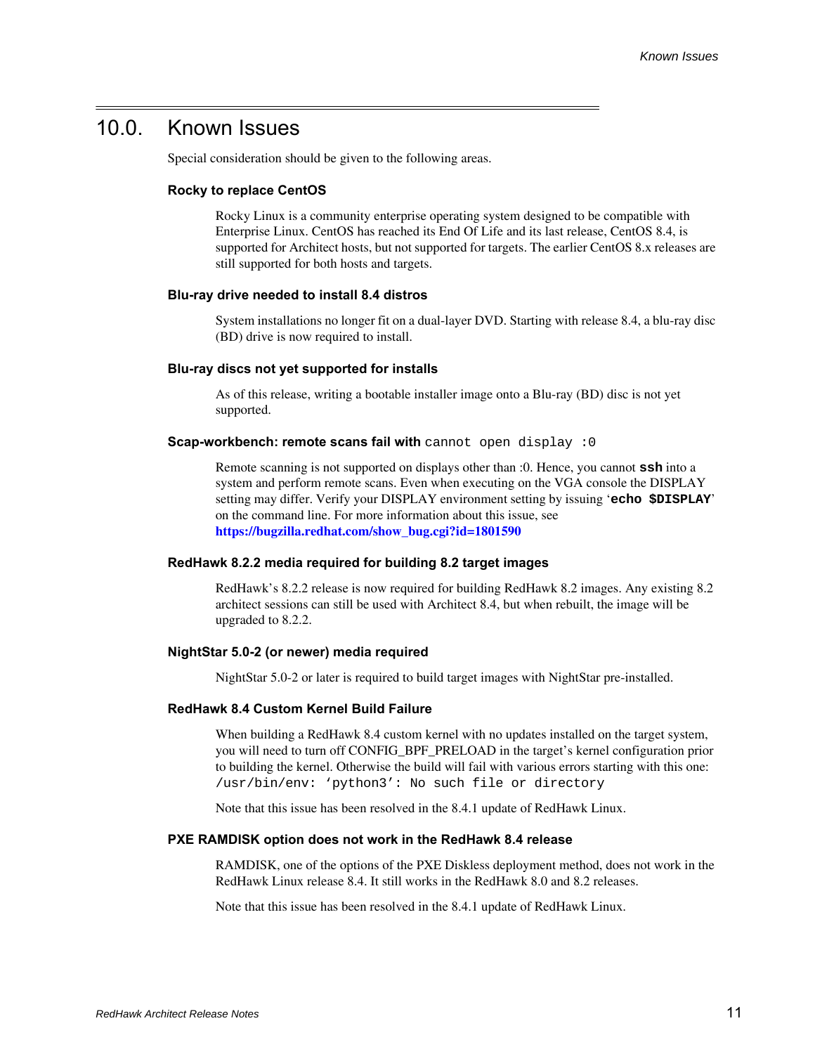# 10.0. Known Issues

Special consideration should be given to the following areas.

### Rocky to replace CentOS

Rocky Linux is a community enterprise operating system designed to be compatible with Enterprise Linux. CentOS has reached its End Of Life and its last release, CentOS 8.4, is supported for Architect hosts, but not supported for targets. The earlier CentOS 8.x releases are still supported for both hosts and targets.

### Blu-ray drive needed to install 8.4 distros

System installations no longer fit on a dual-layer DVD. Starting with release 8.4, a blu-ray disc (BD) drive is now required to install.

### Blu-ray discs not yet supported for installs

As of this release, writing a bootable installer image onto a Blu-ray (BD) disc is not yet supported.

### Scap-workbench: remote scans fail with `cannot open display :0`

Remote scanning is not supported on displays other than :0. Hence, you cannot **`ssh`** into a system and perform remote scans. Even when executing on the VGA console the DISPLAY setting may differ. Verify your DISPLAY environment setting by issuing '**`echo $DISPLAY`**' on the command line. For more information about this issue, see **https://bugzilla.redhat.com/show_bug.cgi?id=1801590**

### RedHawk 8.2.2 media required for building 8.2 target images

RedHawk's 8.2.2 release is now required for building RedHawk 8.2 images. Any existing 8.2 architect sessions can still be used with Architect 8.4, but when rebuilt, the image will be upgraded to 8.2.2.

### NightStar 5.0-2 (or newer) media required

NightStar 5.0-2 or later is required to build target images with NightStar pre-installed.

### RedHawk 8.4 Custom Kernel Build Failure

When building a RedHawk 8.4 custom kernel with no updates installed on the target system, you will need to turn off CONFIG_BPF_PRELOAD in the target's kernel configuration prior to building the kernel. Otherwise the build will fail with various errors starting with this one:
`/usr/bin/env: 'python3': No such file or directory`

Note that this issue has been resolved in the 8.4.1 update of RedHawk Linux.

### PXE RAMDISK option does not work in the RedHawk 8.4 release

RAMDISK, one of the options of the PXE Diskless deployment method, does not work in the RedHawk Linux release 8.4. It still works in the RedHawk 8.0 and 8.2 releases.

Note that this issue has been resolved in the 8.4.1 update of RedHawk Linux.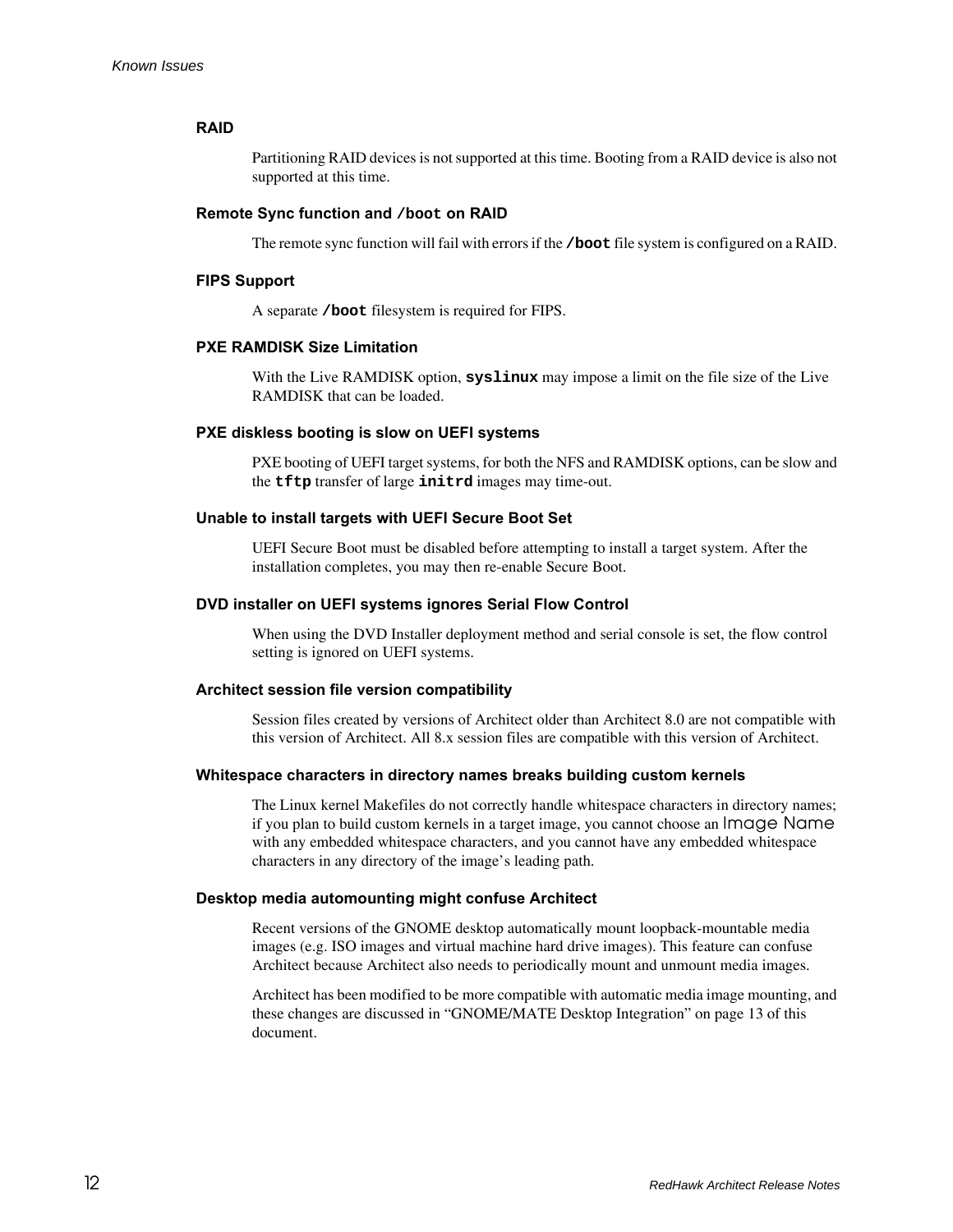### RAID

Partitioning RAID devices is not supported at this time. Booting from a RAID device is also not supported at this time.

### Remote Sync function and `/boot` on RAID

The remote sync function will fail with errors if the **`/boot`** file system is configured on a RAID.

### FIPS Support

A separate **`/boot`** filesystem is required for FIPS.

### PXE RAMDISK Size Limitation

With the Live RAMDISK option, **`syslinux`** may impose a limit on the file size of the Live RAMDISK that can be loaded.

### PXE diskless booting is slow on UEFI systems

PXE booting of UEFI target systems, for both the NFS and RAMDISK options, can be slow and the **`tftp`** transfer of large **`initrd`** images may time-out.

### Unable to install targets with UEFI Secure Boot Set

UEFI Secure Boot must be disabled before attempting to install a target system. After the installation completes, you may then re-enable Secure Boot.

### DVD installer on UEFI systems ignores Serial Flow Control

When using the DVD Installer deployment method and serial console is set, the flow control setting is ignored on UEFI systems.

### Architect session file version compatibility

Session files created by versions of Architect older than Architect 8.0 are not compatible with this version of Architect. All 8.x session files are compatible with this version of Architect.

### Whitespace characters in directory names breaks building custom kernels

The Linux kernel Makefiles do not correctly handle whitespace characters in directory names; if you plan to build custom kernels in a target image, you cannot choose an Image Name with any embedded whitespace characters, and you cannot have any embedded whitespace characters in any directory of the image's leading path.

### Desktop media automounting might confuse Architect

Recent versions of the GNOME desktop automatically mount loopback-mountable media images (e.g. ISO images and virtual machine hard drive images). This feature can confuse Architect because Architect also needs to periodically mount and unmount media images.

Architect has been modified to be more compatible with automatic media image mounting, and these changes are discussed in "GNOME/MATE Desktop Integration" on page 13 of this document.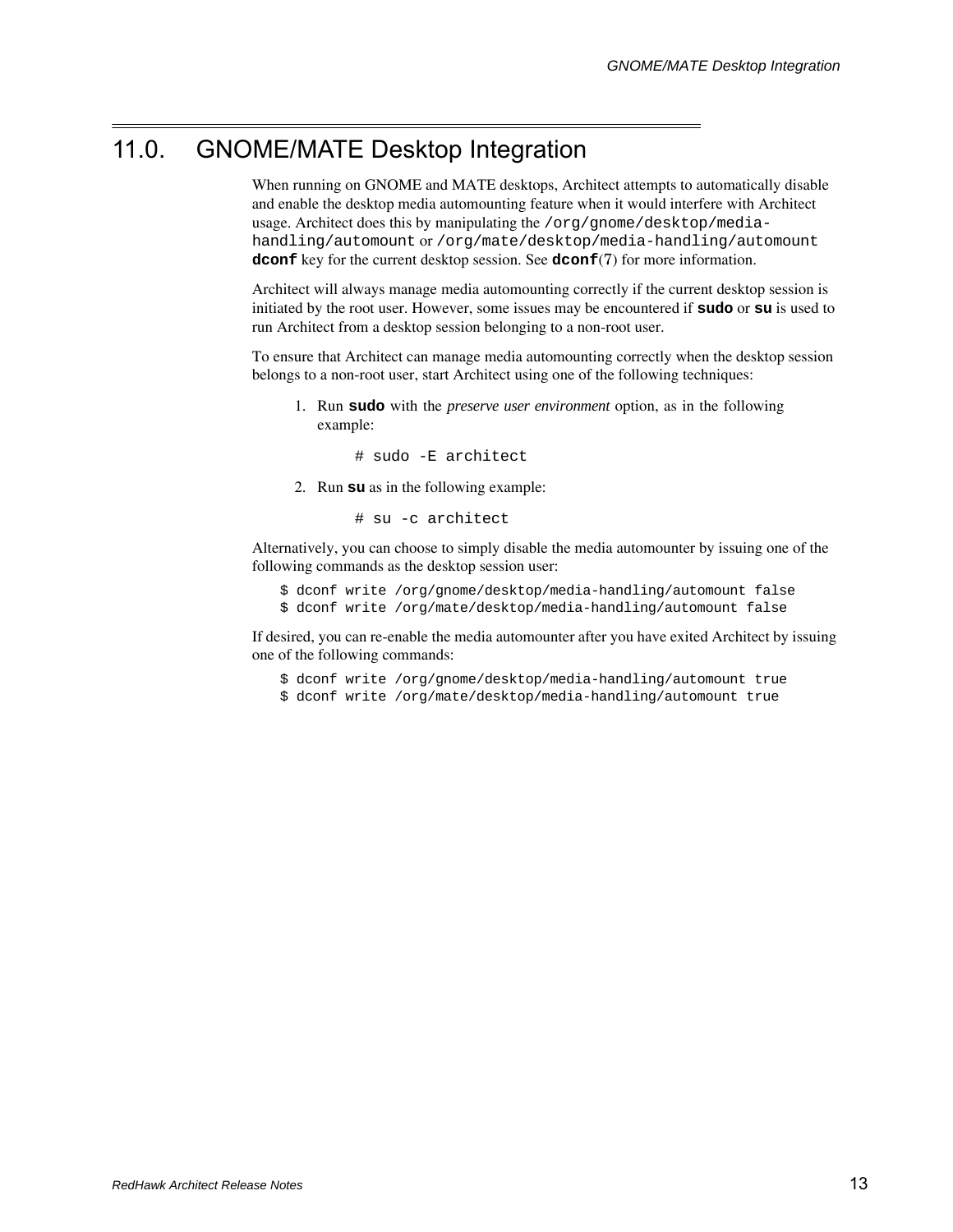# 11.0. GNOME/MATE Desktop Integration

When running on GNOME and MATE desktops, Architect attempts to automatically disable and enable the desktop media automounting feature when it would interfere with Architect usage. Architect does this by manipulating the `/org/gnome/desktop/media-handling/automount` or `/org/mate/desktop/media-handling/automount` **`dconf`** key for the current desktop session. See **`dconf`**(7) for more information.

Architect will always manage media automounting correctly if the current desktop session is initiated by the root user. However, some issues may be encountered if **`sudo`** or **`su`** is used to run Architect from a desktop session belonging to a non-root user.

To ensure that Architect can manage media automounting correctly when the desktop session belongs to a non-root user, start Architect using one of the following techniques:

1. Run **`sudo`** with the *preserve user environment* option, as in the following example:

   ```
   # sudo -E architect
   ```

2. Run **`su`** as in the following example:

   ```
   # su -c architect
   ```

Alternatively, you can choose to simply disable the media automounter by issuing one of the following commands as the desktop session user:

```
$ dconf write /org/gnome/desktop/media-handling/automount false
$ dconf write /org/mate/desktop/media-handling/automount false
```

If desired, you can re-enable the media automounter after you have exited Architect by issuing one of the following commands:

```
$ dconf write /org/gnome/desktop/media-handling/automount true
$ dconf write /org/mate/desktop/media-handling/automount true
```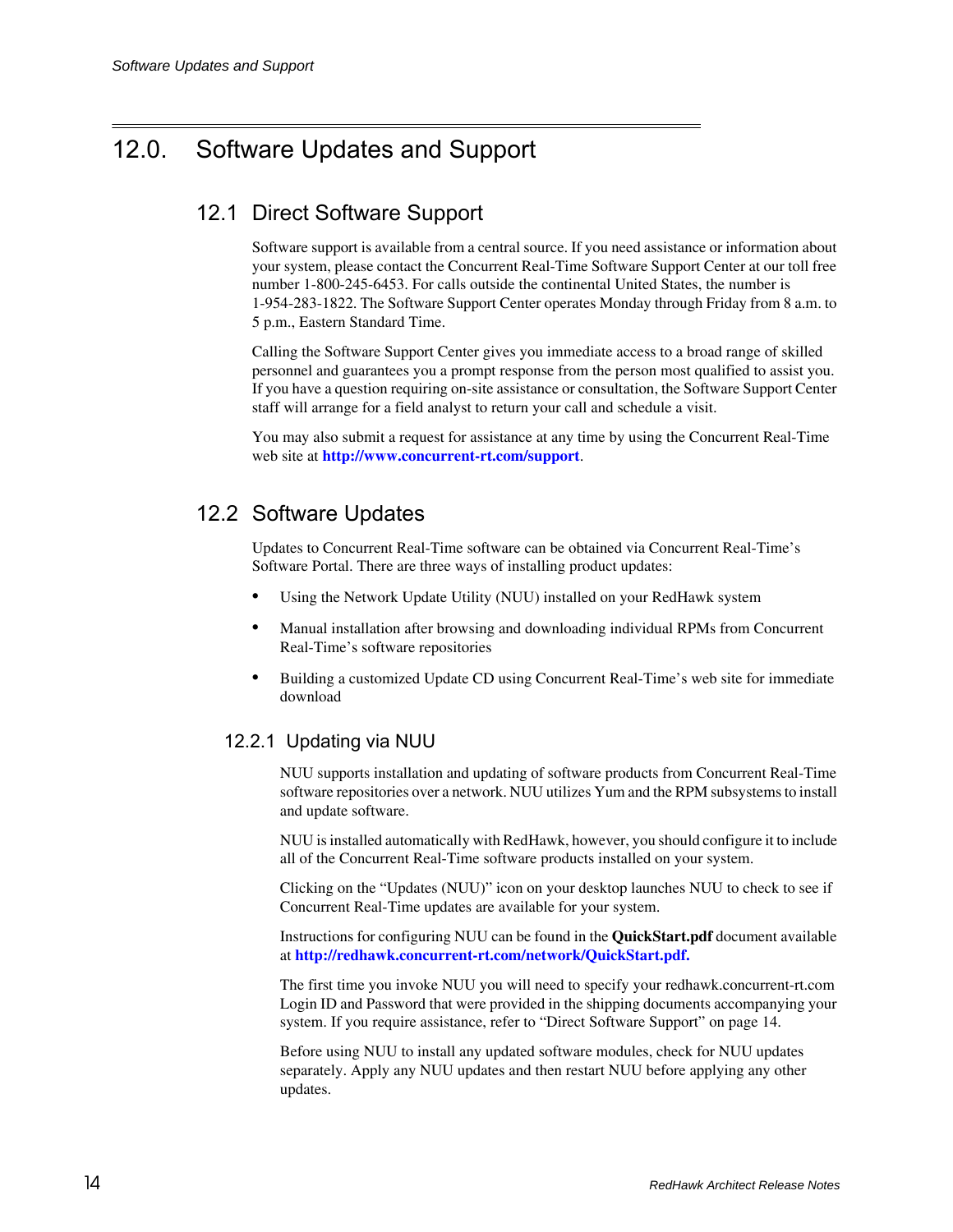# 12.0. Software Updates and Support

## 12.1 Direct Software Support

Software support is available from a central source. If you need assistance or information about your system, please contact the Concurrent Real-Time Software Support Center at our toll free number 1-800-245-6453. For calls outside the continental United States, the number is 1-954-283-1822. The Software Support Center operates Monday through Friday from 8 a.m. to 5 p.m., Eastern Standard Time.

Calling the Software Support Center gives you immediate access to a broad range of skilled personnel and guarantees you a prompt response from the person most qualified to assist you. If you have a question requiring on-site assistance or consultation, the Software Support Center staff will arrange for a field analyst to return your call and schedule a visit.

You may also submit a request for assistance at any time by using the Concurrent Real-Time web site at **http://www.concurrent-rt.com/support**.

## 12.2 Software Updates

Updates to Concurrent Real-Time software can be obtained via Concurrent Real-Time's Software Portal. There are three ways of installing product updates:

- Using the Network Update Utility (NUU) installed on your RedHawk system
- Manual installation after browsing and downloading individual RPMs from Concurrent Real-Time's software repositories
- Building a customized Update CD using Concurrent Real-Time's web site for immediate download

### 12.2.1 Updating via NUU

NUU supports installation and updating of software products from Concurrent Real-Time software repositories over a network. NUU utilizes Yum and the RPM subsystems to install and update software.

NUU is installed automatically with RedHawk, however, you should configure it to include all of the Concurrent Real-Time software products installed on your system.

Clicking on the "Updates (NUU)" icon on your desktop launches NUU to check to see if Concurrent Real-Time updates are available for your system.

Instructions for configuring NUU can be found in the **QuickStart.pdf** document available at **http://redhawk.concurrent-rt.com/network/QuickStart.pdf.**

The first time you invoke NUU you will need to specify your redhawk.concurrent-rt.com Login ID and Password that were provided in the shipping documents accompanying your system. If you require assistance, refer to "Direct Software Support" on page 14.

Before using NUU to install any updated software modules, check for NUU updates separately. Apply any NUU updates and then restart NUU before applying any other updates.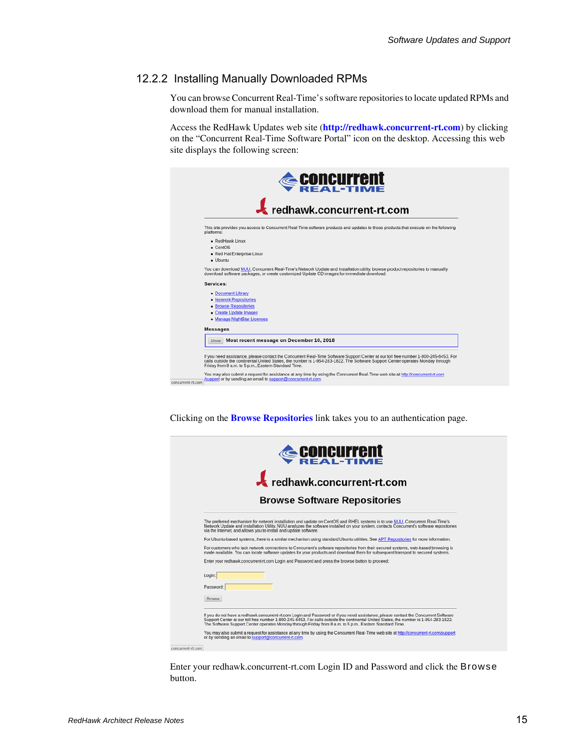### 12.2.2 Installing Manually Downloaded RPMs

You can browse Concurrent Real-Time's software repositories to locate updated RPMs and download them for manual installation.

Access the RedHawk Updates web site (**http://redhawk.concurrent-rt.com**) by clicking on the "Concurrent Real-Time Software Portal" icon on the desktop. Accessing this web site displays the following screen:

Clicking on the **Browse Repositories** link takes you to an authentication page.

Enter your redhawk.concurrent-rt.com Login ID and Password and click the `Browse` button.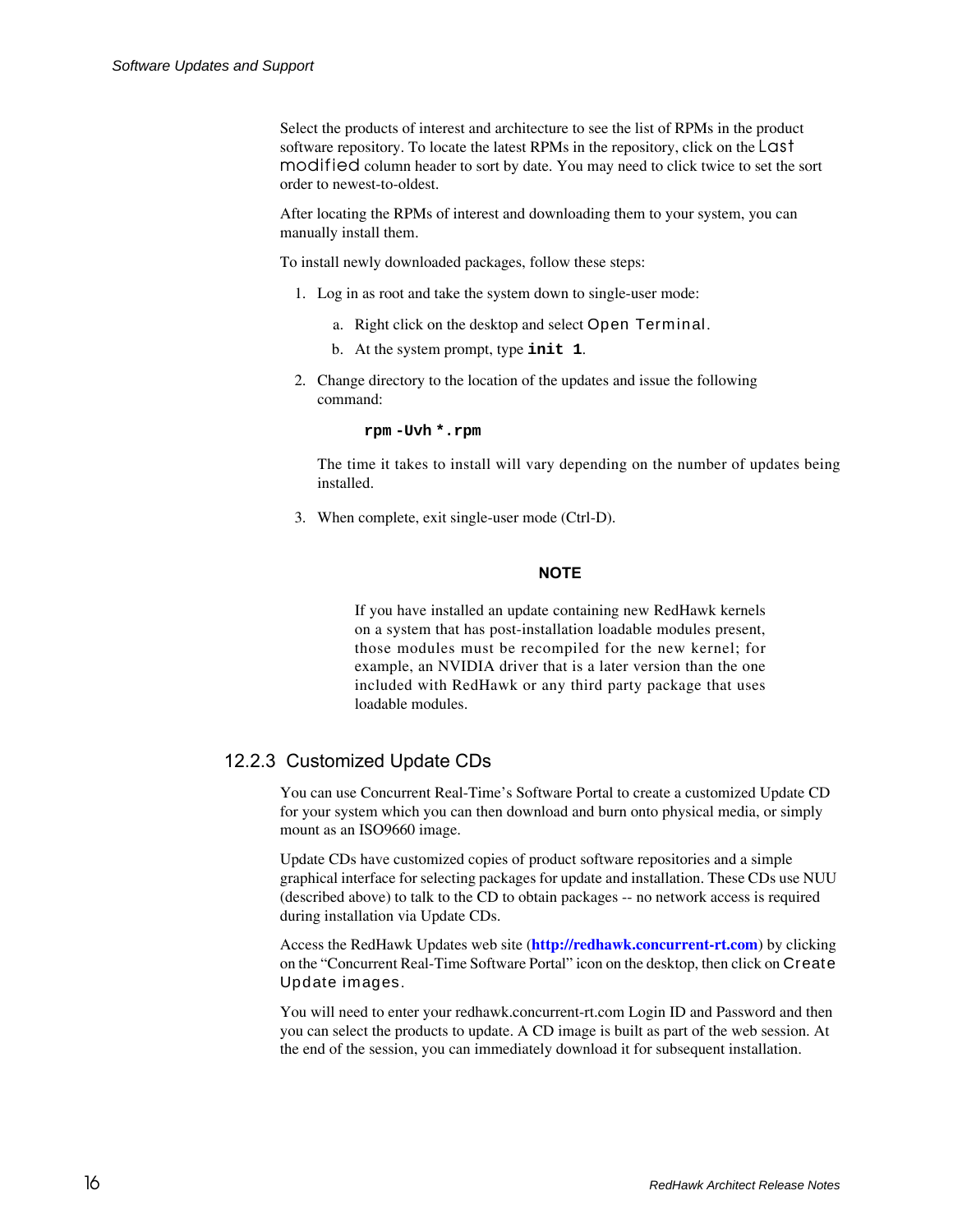Select the products of interest and architecture to see the list of RPMs in the product software repository. To locate the latest RPMs in the repository, click on the Last modified column header to sort by date. You may need to click twice to set the sort order to newest-to-oldest.

After locating the RPMs of interest and downloading them to your system, you can manually install them.

To install newly downloaded packages, follow these steps:

1. Log in as root and take the system down to single-user mode:
   a. Right click on the desktop and select Open Terminal.
   b. At the system prompt, type **init 1**.
2. Change directory to the location of the updates and issue the following command:

   ```
   rpm -Uvh *.rpm
   ```

   The time it takes to install will vary depending on the number of updates being installed.
3. When complete, exit single-user mode (Ctrl-D).

**NOTE**

If you have installed an update containing new RedHawk kernels on a system that has post-installation loadable modules present, those modules must be recompiled for the new kernel; for example, an NVIDIA driver that is a later version than the one included with RedHawk or any third party package that uses loadable modules.

### 12.2.3 Customized Update CDs

You can use Concurrent Real-Time's Software Portal to create a customized Update CD for your system which you can then download and burn onto physical media, or simply mount as an ISO9660 image.

Update CDs have customized copies of product software repositories and a simple graphical interface for selecting packages for update and installation. These CDs use NUU (described above) to talk to the CD to obtain packages -- no network access is required during installation via Update CDs.

Access the RedHawk Updates web site (**http://redhawk.concurrent-rt.com**) by clicking on the "Concurrent Real-Time Software Portal" icon on the desktop, then click on Create Update images.

You will need to enter your redhawk.concurrent-rt.com Login ID and Password and then you can select the products to update. A CD image is built as part of the web session. At the end of the session, you can immediately download it for subsequent installation.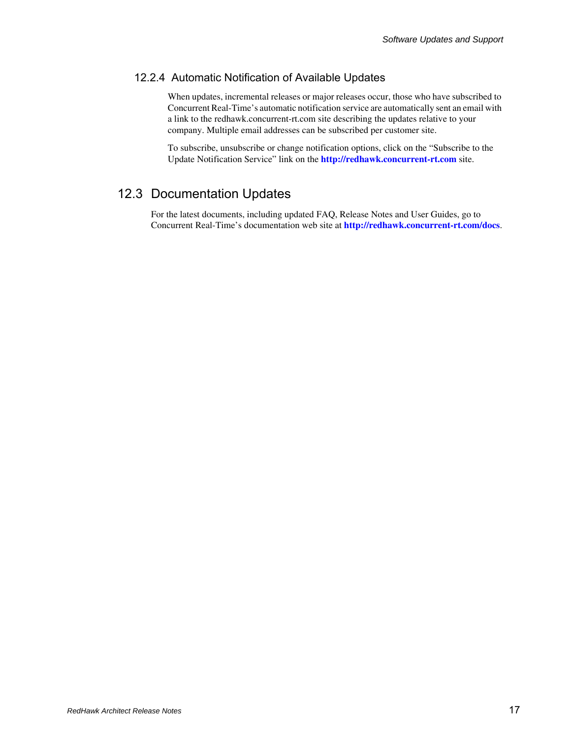### 12.2.4 Automatic Notification of Available Updates

When updates, incremental releases or major releases occur, those who have subscribed to Concurrent Real-Time's automatic notification service are automatically sent an email with a link to the redhawk.concurrent-rt.com site describing the updates relative to your company. Multiple email addresses can be subscribed per customer site.

To subscribe, unsubscribe or change notification options, click on the "Subscribe to the Update Notification Service" link on the **http://redhawk.concurrent-rt.com** site.

## 12.3 Documentation Updates

For the latest documents, including updated FAQ, Release Notes and User Guides, go to Concurrent Real-Time's documentation web site at **http://redhawk.concurrent-rt.com/docs**.